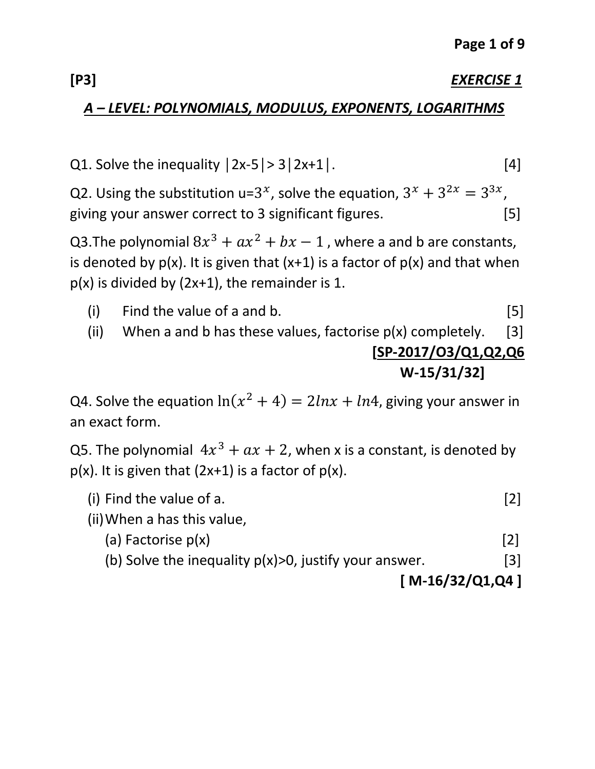**[P3]** ***EXERCISE 1***

## ***A – LEVEL: POLYNOMIALS, MODULUS, EXPONENTS, LOGARITHMS***

Q1. Solve the inequality $|2x-5| > 3|2x+1|$. [4]

Q2. Using the substitution $u=3^x$, solve the equation, $3^x + 3^{2x} = 3^{3x}$, giving your answer correct to 3 significant figures. [5]

Q3.The polynomial $8x^3 + ax^2 + bx - 1$, where a and b are constants, is denoted by p(x). It is given that (x+1) is a factor of p(x) and that when p(x) is divided by (2x+1), the remainder is 1.

(i) Find the value of a and b. [5]

(ii) When a and b has these values, factorise p(x) completely. [3]

**[SP-2017/O3/Q1,Q2,Q6 W-15/31/32]**

Q4. Solve the equation $\ln(x^2 + 4) = 2\ln x + \ln 4$, giving your answer in an exact form.

Q5. The polynomial $4x^3 + ax + 2$, when x is a constant, is denoted by p(x). It is given that (2x+1) is a factor of p(x).

(i) Find the value of a. [2]

(ii) When a has this value,

(a) Factorise p(x) [2]

(b) Solve the inequality p(x)>0, justify your answer. [3]

**[ M-16/32/Q1,Q4 ]**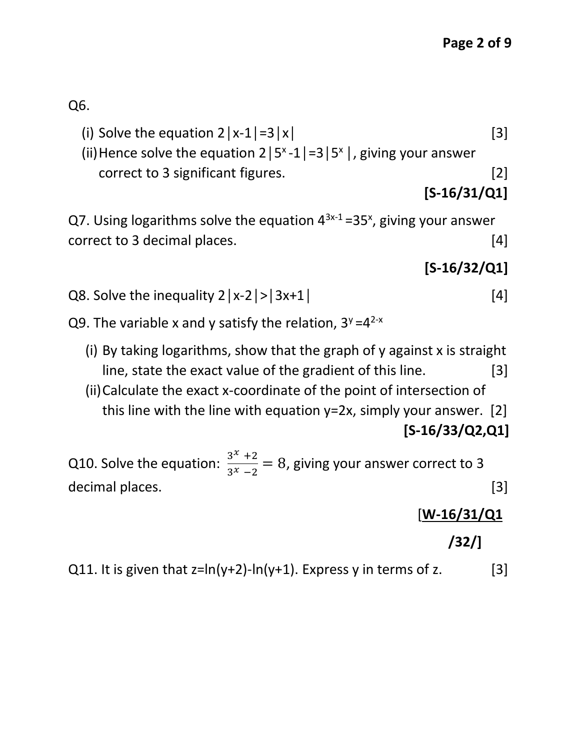Q6.

(i) Solve the equation $2|x-1|=3|x|$ [3]

(ii) Hence solve the equation $2|5^x-1|=3|5^x|$, giving your answer correct to 3 significant figures. [2]

**[S-16/31/Q1]**

Q7. Using logarithms solve the equation $4^{3x-1}=35^x$, giving your answer correct to 3 decimal places. [4]

**[S-16/32/Q1]**

Q8. Solve the inequality $2|x-2|>|3x+1|$ [4]

Q9. The variable x and y satisfy the relation, $3^y=4^{2-x}$

(i) By taking logarithms, show that the graph of y against x is straight line, state the exact value of the gradient of this line. [3]

(ii) Calculate the exact x-coordinate of the point of intersection of this line with the line with equation $y=2x$, simply your answer. [2]

**[S-16/33/Q2,Q1]**

Q10. Solve the equation: $\frac{3^x+2}{3^x-2}=8$, giving your answer correct to 3 decimal places. [3]

**[W-16/31/Q1**

**/32/]**

Q11. It is given that $z=\ln(y+2)-\ln(y+1)$. Express y in terms of z. [3]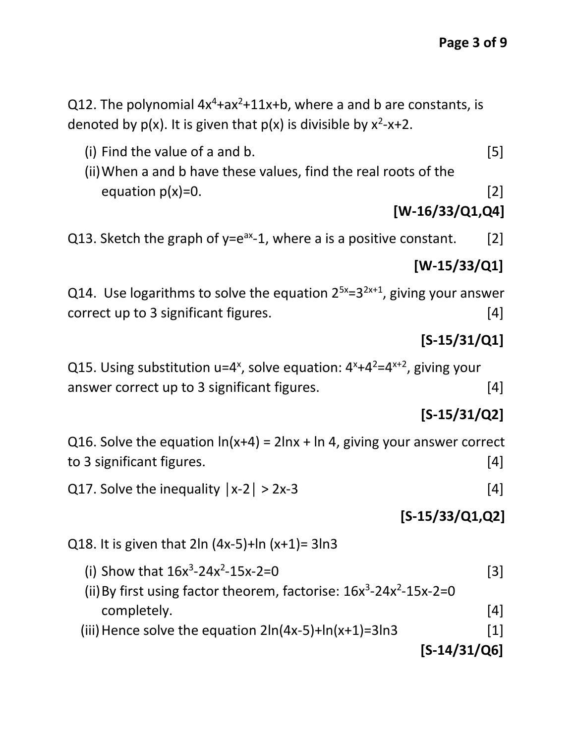Q12. The polynomial $4x^4+ax^2+11x+b$, where a and b are constants, is denoted by p(x). It is given that p(x) is divisible by $x^2-x+2$.

(i) Find the value of a and b. [5]

(ii) When a and b have these values, find the real roots of the equation p(x)=0. [2]

**[W-16/33/Q1,Q4]**

Q13. Sketch the graph of $y=e^{ax}-1$, where a is a positive constant. [2]

**[W-15/33/Q1]**

Q14. Use logarithms to solve the equation $2^{5x}=3^{2x+1}$, giving your answer correct up to 3 significant figures. [4]

**[S-15/31/Q1]**

Q15. Using substitution $u=4^x$, solve equation: $4^x+4^2=4^{x+2}$, giving your answer correct up to 3 significant figures. [4]

**[S-15/31/Q2]**

Q16. Solve the equation $\ln(x+4) = 2\ln x + \ln 4$, giving your answer correct to 3 significant figures. [4]

Q17. Solve the inequality $|x-2| > 2x-3$ [4]

**[S-15/33/Q1,Q2]**

Q18. It is given that $2\ln(4x-5)+\ln(x+1)= 3\ln 3$

(i) Show that $16x^3-24x^2-15x-2=0$ [3]

(ii) By first using factor theorem, factorise: $16x^3-24x^2-15x-2=0$ completely. [4]

(iii) Hence solve the equation $2\ln(4x-5)+\ln(x+1)=3\ln 3$ [1]

**[S-14/31/Q6]**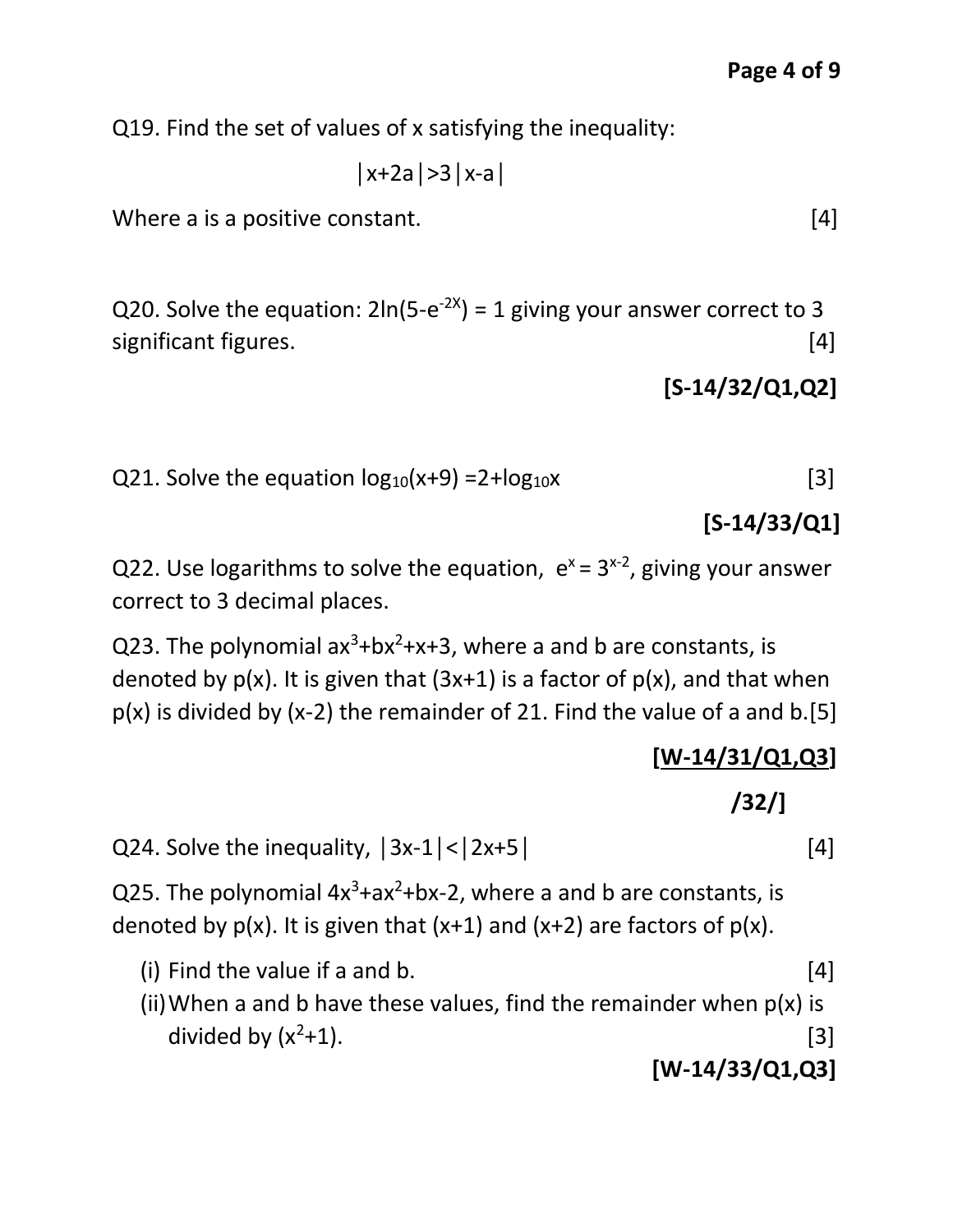Q19. Find the set of values of x satisfying the inequality:

$$|x+2a|>3|x-a|$$

Where a is a positive constant. [4]

Q20. Solve the equation: $2\ln(5-e^{-2X}) = 1$ giving your answer correct to 3 significant figures. [4]

**[S-14/32/Q1,Q2]**

Q21. Solve the equation $\log_{10}(x+9) = 2+\log_{10}x$ [3]

**[S-14/33/Q1]**

Q22. Use logarithms to solve the equation, $e^{x} = 3^{x-2}$, giving your answer correct to 3 decimal places.

Q23. The polynomial $ax^3+bx^2+x+3$, where a and b are constants, is denoted by p(x). It is given that (3x+1) is a factor of p(x), and that when p(x) is divided by (x-2) the remainder of 21. Find the value of a and b.[5]

**[W-14/31/Q1,Q3]**

**/32/]**

Q24. Solve the inequality, $|3x-1|<|2x+5|$ [4]

Q25. The polynomial $4x^3+ax^2+bx-2$, where a and b are constants, is denoted by p(x). It is given that (x+1) and (x+2) are factors of p(x).

(i) Find the value if a and b. [4]

(ii) When a and b have these values, find the remainder when p(x) is divided by $(x^2+1)$. [3]

**[W-14/33/Q1,Q3]**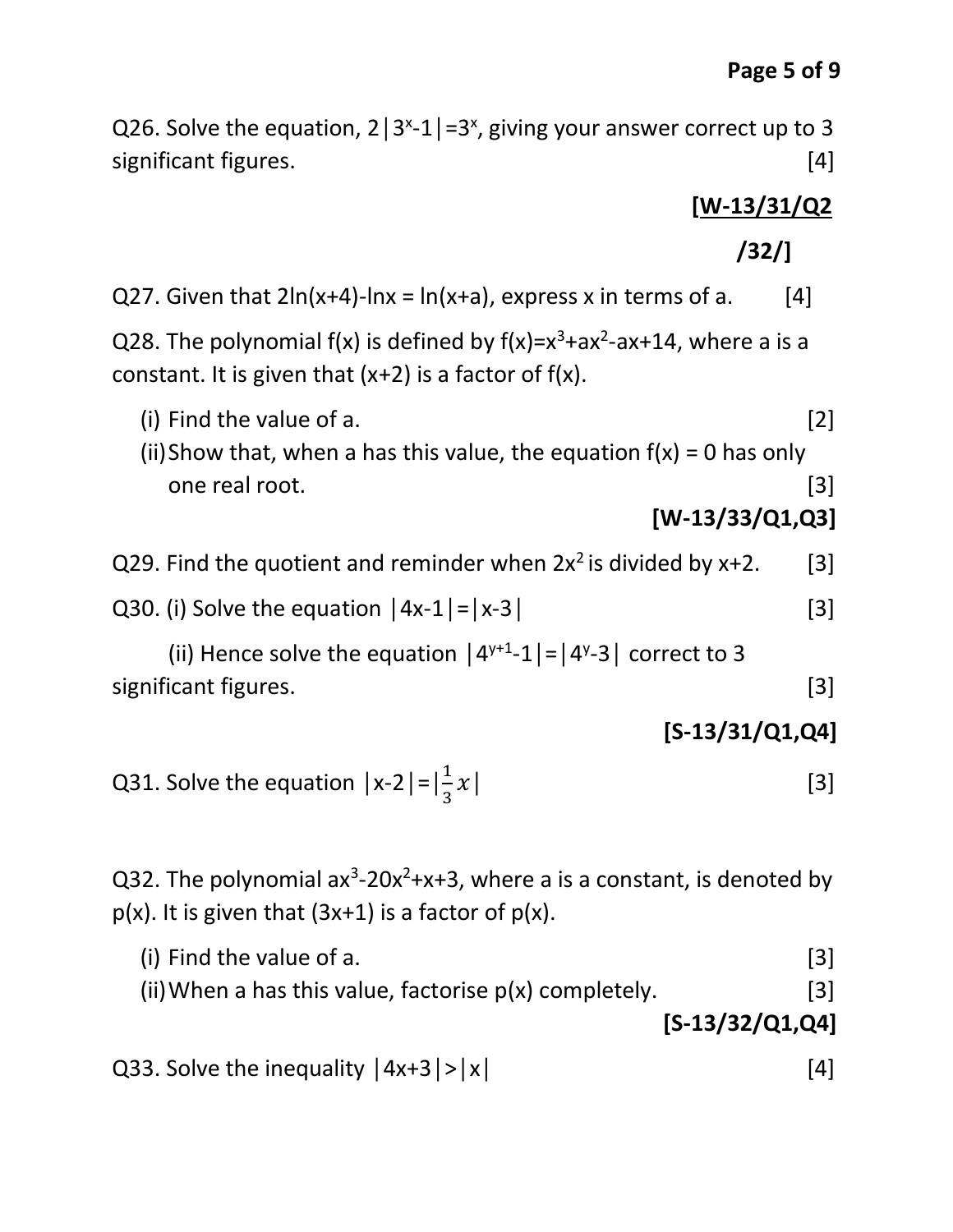Q26. Solve the equation, $2|3^x-1|=3^x$, giving your answer correct up to 3 significant figures. [4]

**[W-13/31/Q2**

**/32/]**

Q27. Given that $2\ln(x+4)-\ln x = \ln(x+a)$, express x in terms of a. [4]

Q28. The polynomial f(x) is defined by $f(x)=x^3+ax^2-ax+14$, where a is a constant. It is given that (x+2) is a factor of f(x).

(i) Find the value of a. [2]

(ii) Show that, when a has this value, the equation f(x) = 0 has only one real root. [3]

**[W-13/33/Q1,Q3]**

Q29. Find the quotient and reminder when $2x^2$ is divided by x+2. [3]

Q30. (i) Solve the equation $|4x-1|=|x-3|$ [3]

(ii) Hence solve the equation $|4^{y+1}-1|=|4^y-3|$ correct to 3 significant figures. [3]

**[S-13/31/Q1,Q4]**

Q31. Solve the equation $|x-2|=|\frac{1}{3}x|$ [3]

Q32. The polynomial $ax^3-20x^2+x+3$, where a is a constant, is denoted by p(x). It is given that (3x+1) is a factor of p(x).

(i) Find the value of a. [3]

(ii) When a has this value, factorise p(x) completely. [3]

**[S-13/32/Q1,Q4]**

Q33. Solve the inequality $|4x+3|>|x|$ [4]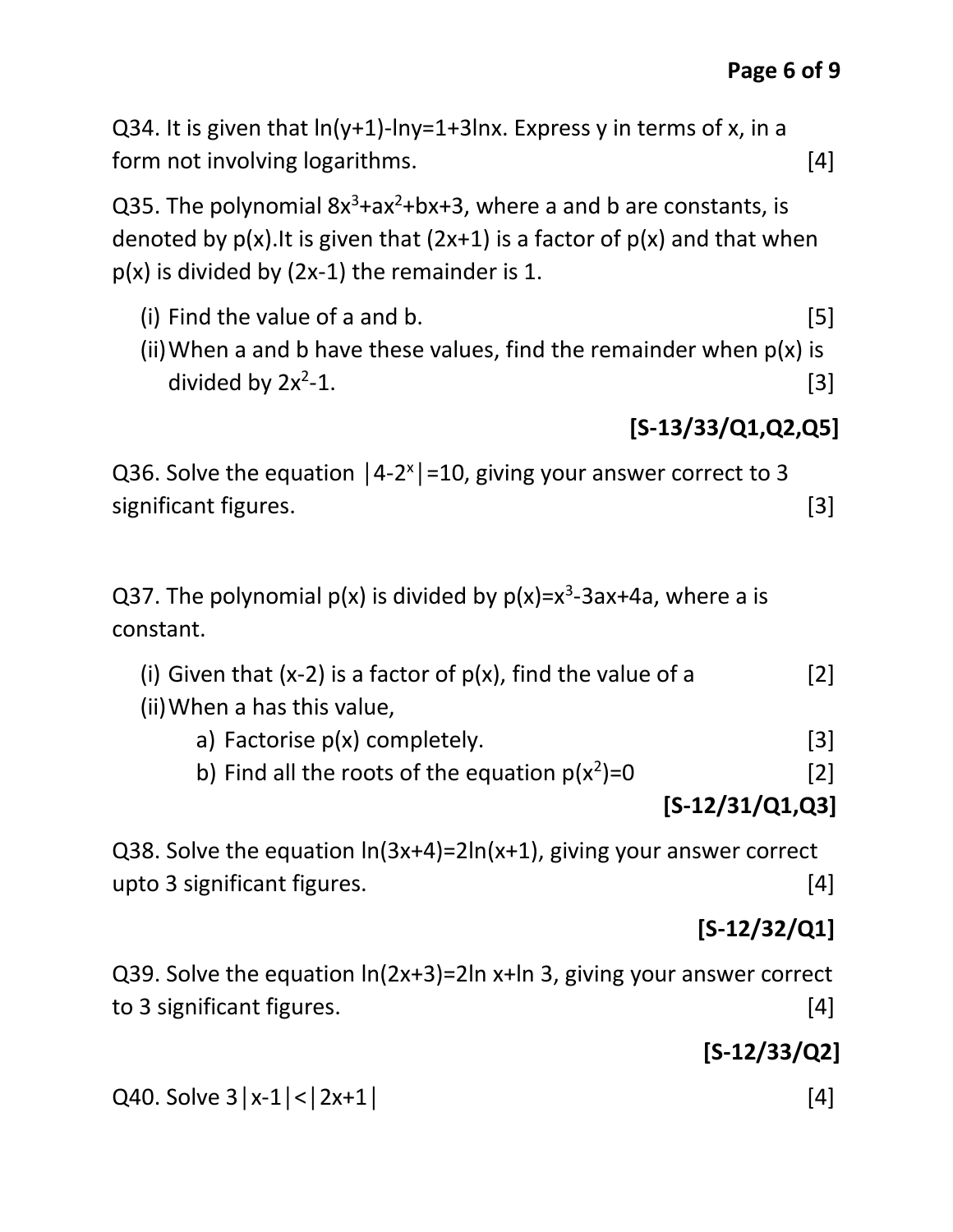Q34. It is given that $\ln(y+1)-\ln y=1+3\ln x$. Express y in terms of x, in a form not involving logarithms. [4]

Q35. The polynomial $8x^3+ax^2+bx+3$, where a and b are constants, is denoted by p(x).It is given that (2x+1) is a factor of p(x) and that when p(x) is divided by (2x-1) the remainder is 1.

(i) Find the value of a and b. [5]

(ii) When a and b have these values, find the remainder when p(x) is divided by $2x^2-1$. [3]

**[S-13/33/Q1,Q2,Q5]**

Q36. Solve the equation $|4-2^x|=10$, giving your answer correct to 3 significant figures. [3]

Q37. The polynomial p(x) is divided by $p(x)=x^3-3ax+4a$, where a is constant.

(i) Given that (x-2) is a factor of p(x), find the value of a [2]

(ii) When a has this value,

a) Factorise p(x) completely. [3]

b) Find all the roots of the equation $p(x^2)=0$ [2]

**[S-12/31/Q1,Q3]**

Q38. Solve the equation $\ln(3x+4)=2\ln(x+1)$, giving your answer correct upto 3 significant figures. [4]

**[S-12/32/Q1]**

Q39. Solve the equation $\ln(2x+3)=2\ln x+\ln 3$, giving your answer correct to 3 significant figures. [4]

**[S-12/33/Q2]**

Q40. Solve $3|x-1|<|2x+1|$ [4]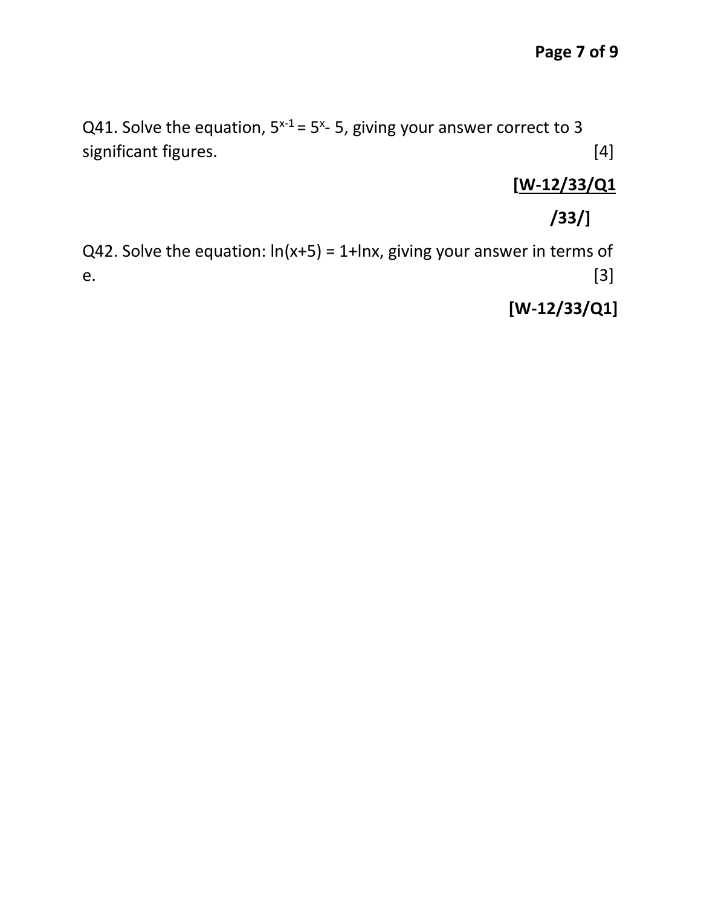Q41. Solve the equation, $5^{x-1} = 5^x - 5$, giving your answer correct to 3 significant figures. [4]

**[W-12/33/Q1**

**/33/]**

Q42. Solve the equation: $\ln(x+5) = 1 + \ln x$, giving your answer in terms of $e$. [3]

**[W-12/33/Q1]**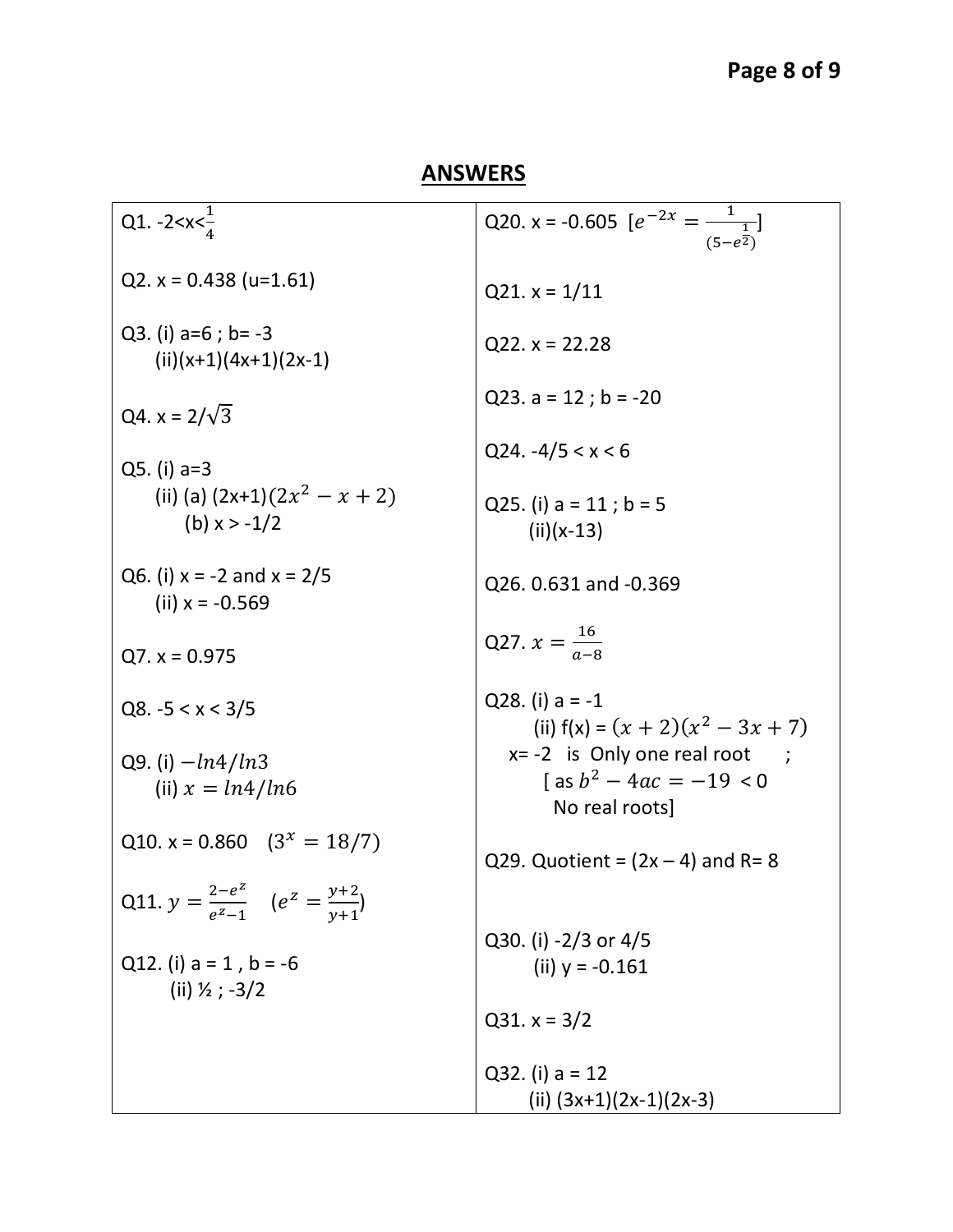## ANSWERS

Q1. $-2<x<\frac{1}{4}$

Q2. x = 0.438 (u=1.61)

Q3. (i) a=6 ; b= -3
(ii)(x+1)(4x+1)(2x-1)

Q4. x = $2/\sqrt{3}$

Q5. (i) a=3
(ii) (a) $(2x+1)(2x^2 - x + 2)$
(b) x > -1/2

Q6. (i) x = -2 and x = 2/5
(ii) x = -0.569

Q7. x = 0.975

Q8. -5 < x < 3/5

Q9. (i) $-ln4/ln3$
(ii) $x = ln4/ln6$

Q10. x = 0.860 $(3^x = 18/7)$

Q11. $y = \frac{2-e^z}{e^z-1}$ $(e^z = \frac{y+2}{y+1})$

Q12. (i) a = 1 , b = -6
(ii) ½ ; -3/2

Q20. x = -0.605 $[e^{-2x} = \frac{1}{(5-e^{\frac{1}{2}})}]$

Q21. x = 1/11

Q22. x = 22.28

Q23. a = 12 ; b = -20

Q24. -4/5 < x < 6

Q25. (i) a = 11 ; b = 5
(ii)(x-13)

Q26. 0.631 and -0.369

Q27. $x = \frac{16}{a-8}$

Q28. (i) a = -1
(ii) f(x) = $(x+2)(x^2 - 3x + 7)$
x= -2 is Only one real root ;
[ as $b^2 - 4ac = -19 < 0$
No real roots]

Q29. Quotient = (2x – 4) and R= 8

Q30. (i) -2/3 or 4/5
(ii) y = -0.161

Q31. x = 3/2

Q32. (i) a = 12
(ii) (3x+1)(2x-1)(2x-3)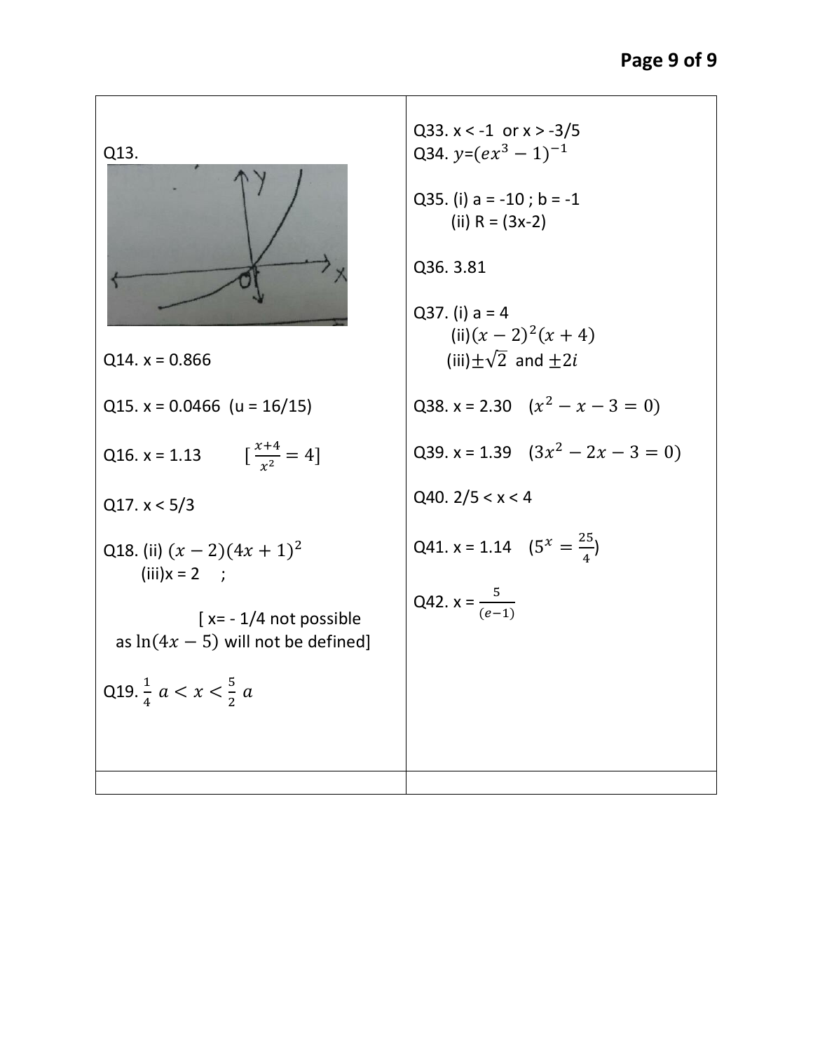Q13.

Q14. x = 0.866

Q15. x = 0.0466 (u = 16/15)

Q16. x = 1.13 $\left[\frac{x+4}{x^2} = 4\right]$

Q17. x < 5/3

Q18. (ii) $(x-2)(4x+1)^2$

(iii) x = 2 ;

[ x= - 1/4 not possible as $\ln(4x-5)$ will not be defined]

Q19. $\frac{1}{4}\,a < x < \frac{5}{2}\,a$

Q33. x < -1 or x > -3/5

Q34. $y = (ex^3 - 1)^{-1}$

Q35. (i) a = -10 ; b = -1

(ii) R = (3x-2)

Q36. 3.81

Q37. (i) a = 4

(ii) $(x-2)^2(x+4)$

(iii) $\pm\sqrt{2}$ and $\pm 2i$

Q38. x = 2.30 $(x^2 - x - 3 = 0)$

Q39. x = 1.39 $(3x^2 - 2x - 3 = 0)$

Q40. 2/5 < x < 4

Q41. x = 1.14 $(5^x = \frac{25}{4})$

Q42. x = $\frac{5}{(e-1)}$